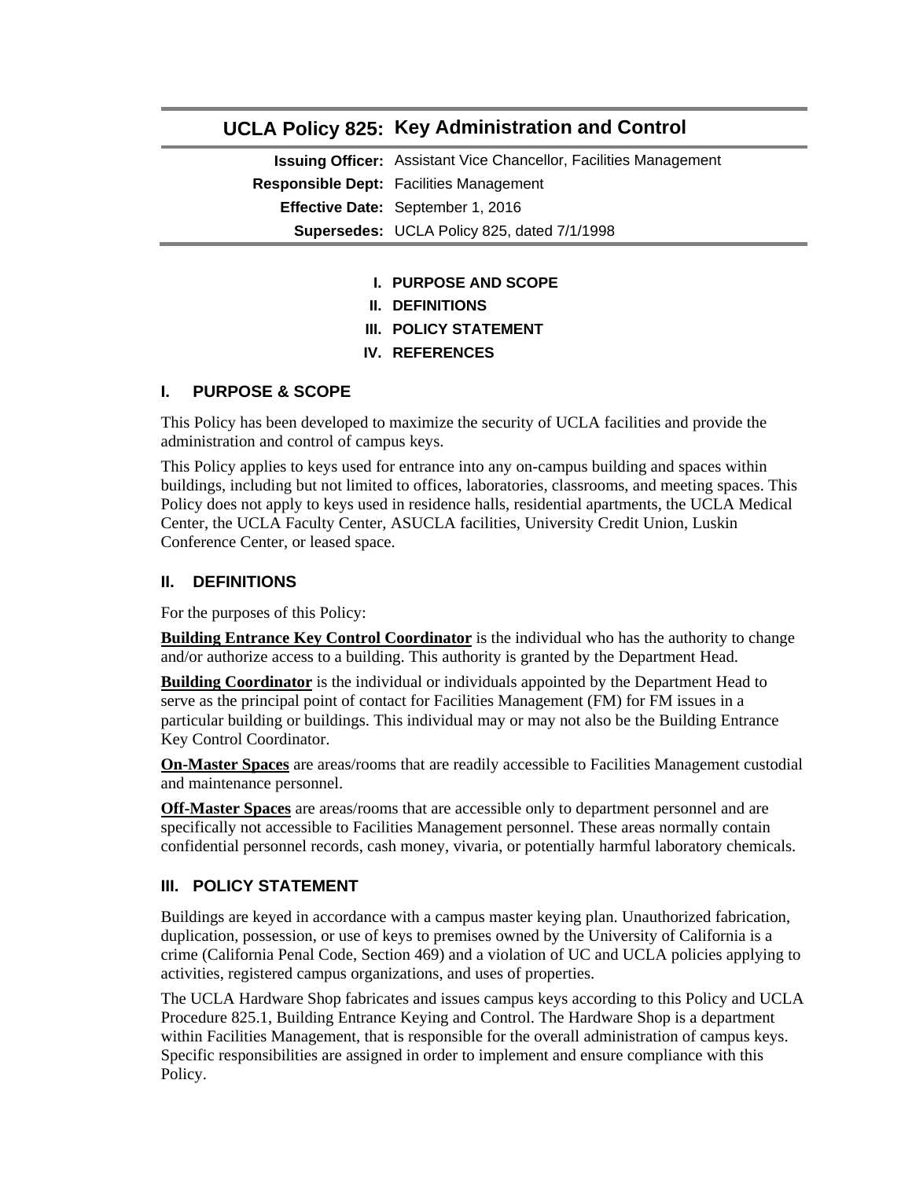# UCLA Policy 825: Key Administration and Control

**Issuing Officer:** Assistant Vice Chancellor, Facilities Management
**Responsible Dept:** Facilities Management
**Effective Date:** September 1, 2016
**Supersedes:** UCLA Policy 825, dated 7/1/1998

- I. PURPOSE AND SCOPE
- II. DEFINITIONS
- III. POLICY STATEMENT
- IV. REFERENCES

## I. PURPOSE & SCOPE

This Policy has been developed to maximize the security of UCLA facilities and provide the administration and control of campus keys.

This Policy applies to keys used for entrance into any on-campus building and spaces within buildings, including but not limited to offices, laboratories, classrooms, and meeting spaces. This Policy does not apply to keys used in residence halls, residential apartments, the UCLA Medical Center, the UCLA Faculty Center, ASUCLA facilities, University Credit Union, Luskin Conference Center, or leased space.

## II. DEFINITIONS

For the purposes of this Policy:

**Building Entrance Key Control Coordinator** is the individual who has the authority to change and/or authorize access to a building. This authority is granted by the Department Head.

**Building Coordinator** is the individual or individuals appointed by the Department Head to serve as the principal point of contact for Facilities Management (FM) for FM issues in a particular building or buildings. This individual may or may not also be the Building Entrance Key Control Coordinator.

**On-Master Spaces** are areas/rooms that are readily accessible to Facilities Management custodial and maintenance personnel.

**Off-Master Spaces** are areas/rooms that are accessible only to department personnel and are specifically not accessible to Facilities Management personnel. These areas normally contain confidential personnel records, cash money, vivaria, or potentially harmful laboratory chemicals.

## III. POLICY STATEMENT

Buildings are keyed in accordance with a campus master keying plan. Unauthorized fabrication, duplication, possession, or use of keys to premises owned by the University of California is a crime (California Penal Code, Section 469) and a violation of UC and UCLA policies applying to activities, registered campus organizations, and uses of properties.

The UCLA Hardware Shop fabricates and issues campus keys according to this Policy and UCLA Procedure 825.1, Building Entrance Keying and Control. The Hardware Shop is a department within Facilities Management, that is responsible for the overall administration of campus keys. Specific responsibilities are assigned in order to implement and ensure compliance with this Policy.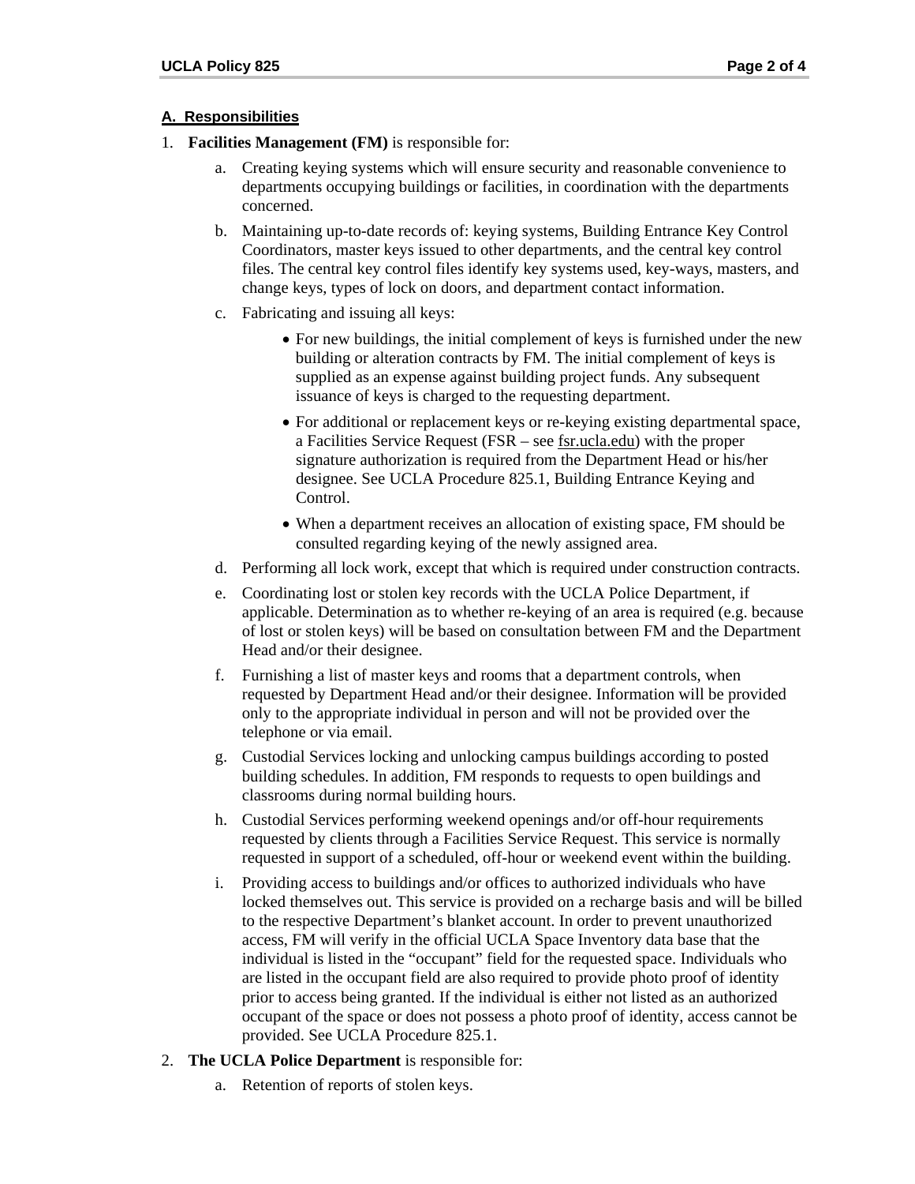**A. Responsibilities**

1. **Facilities Management (FM)** is responsible for:

   a. Creating keying systems which will ensure security and reasonable convenience to departments occupying buildings or facilities, in coordination with the departments concerned.

   b. Maintaining up-to-date records of: keying systems, Building Entrance Key Control Coordinators, master keys issued to other departments, and the central key control files. The central key control files identify key systems used, key-ways, masters, and change keys, types of lock on doors, and department contact information.

   c. Fabricating and issuing all keys:

      - For new buildings, the initial complement of keys is furnished under the new building or alteration contracts by FM. The initial complement of keys is supplied as an expense against building project funds. Any subsequent issuance of keys is charged to the requesting department.
      - For additional or replacement keys or re-keying existing departmental space, a Facilities Service Request (FSR – see fsr.ucla.edu) with the proper signature authorization is required from the Department Head or his/her designee. See UCLA Procedure 825.1, Building Entrance Keying and Control.
      - When a department receives an allocation of existing space, FM should be consulted regarding keying of the newly assigned area.

   d. Performing all lock work, except that which is required under construction contracts.

   e. Coordinating lost or stolen key records with the UCLA Police Department, if applicable. Determination as to whether re-keying of an area is required (e.g. because of lost or stolen keys) will be based on consultation between FM and the Department Head and/or their designee.

   f. Furnishing a list of master keys and rooms that a department controls, when requested by Department Head and/or their designee. Information will be provided only to the appropriate individual in person and will not be provided over the telephone or via email.

   g. Custodial Services locking and unlocking campus buildings according to posted building schedules. In addition, FM responds to requests to open buildings and classrooms during normal building hours.

   h. Custodial Services performing weekend openings and/or off-hour requirements requested by clients through a Facilities Service Request. This service is normally requested in support of a scheduled, off-hour or weekend event within the building.

   i. Providing access to buildings and/or offices to authorized individuals who have locked themselves out. This service is provided on a recharge basis and will be billed to the respective Department's blanket account. In order to prevent unauthorized access, FM will verify in the official UCLA Space Inventory data base that the individual is listed in the "occupant" field for the requested space. Individuals who are listed in the occupant field are also required to provide photo proof of identity prior to access being granted. If the individual is either not listed as an authorized occupant of the space or does not possess a photo proof of identity, access cannot be provided. See UCLA Procedure 825.1.

2. **The UCLA Police Department** is responsible for:

   a. Retention of reports of stolen keys.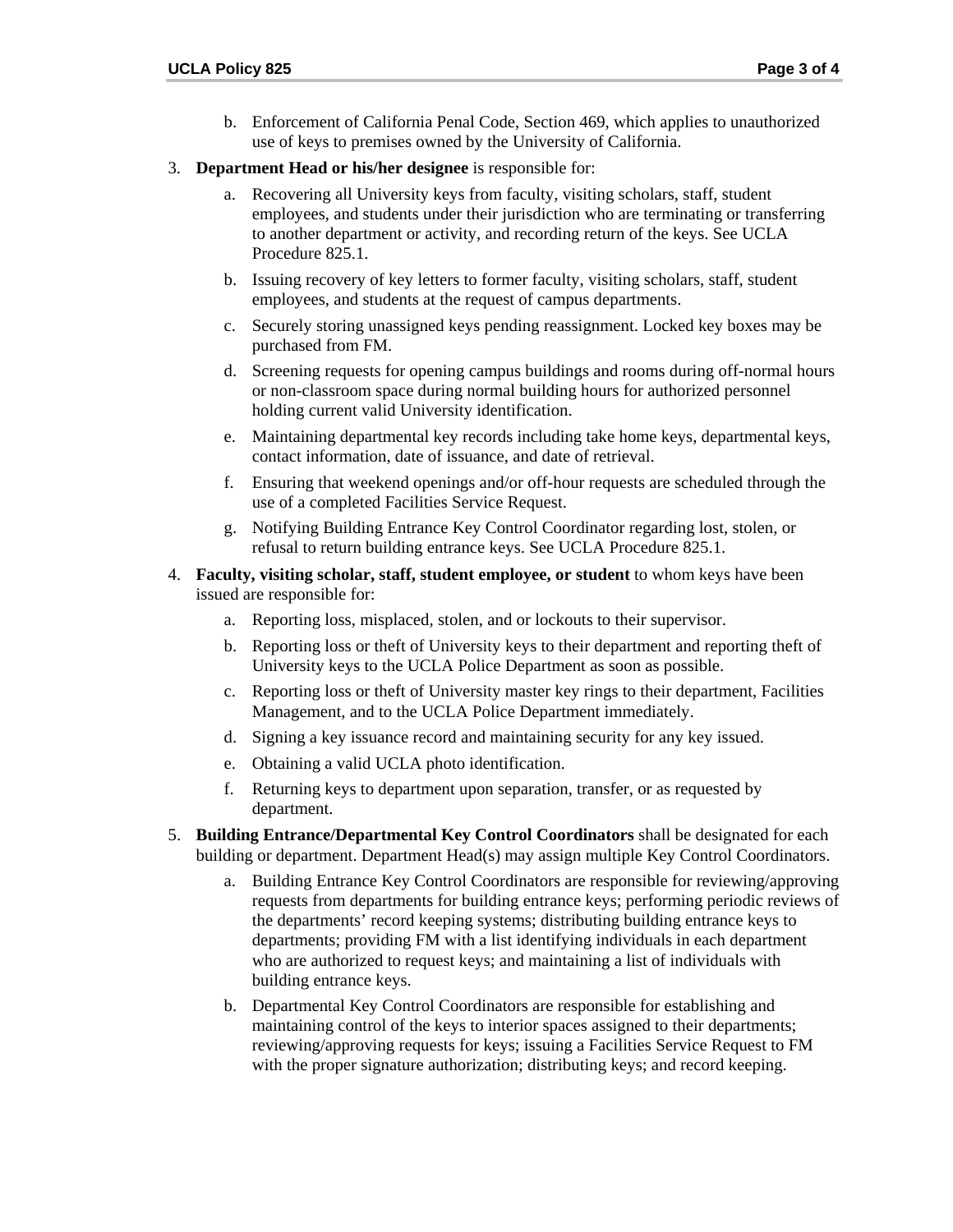b. Enforcement of California Penal Code, Section 469, which applies to unauthorized use of keys to premises owned by the University of California.

3. **Department Head or his/her designee** is responsible for:

   a. Recovering all University keys from faculty, visiting scholars, staff, student employees, and students under their jurisdiction who are terminating or transferring to another department or activity, and recording return of the keys. See UCLA Procedure 825.1.

   b. Issuing recovery of key letters to former faculty, visiting scholars, staff, student employees, and students at the request of campus departments.

   c. Securely storing unassigned keys pending reassignment. Locked key boxes may be purchased from FM.

   d. Screening requests for opening campus buildings and rooms during off-normal hours or non-classroom space during normal building hours for authorized personnel holding current valid University identification.

   e. Maintaining departmental key records including take home keys, departmental keys, contact information, date of issuance, and date of retrieval.

   f. Ensuring that weekend openings and/or off-hour requests are scheduled through the use of a completed Facilities Service Request.

   g. Notifying Building Entrance Key Control Coordinator regarding lost, stolen, or refusal to return building entrance keys. See UCLA Procedure 825.1.

4. **Faculty, visiting scholar, staff, student employee, or student** to whom keys have been issued are responsible for:

   a. Reporting loss, misplaced, stolen, and or lockouts to their supervisor.

   b. Reporting loss or theft of University keys to their department and reporting theft of University keys to the UCLA Police Department as soon as possible.

   c. Reporting loss or theft of University master key rings to their department, Facilities Management, and to the UCLA Police Department immediately.

   d. Signing a key issuance record and maintaining security for any key issued.

   e. Obtaining a valid UCLA photo identification.

   f. Returning keys to department upon separation, transfer, or as requested by department.

5. **Building Entrance/Departmental Key Control Coordinators** shall be designated for each building or department. Department Head(s) may assign multiple Key Control Coordinators.

   a. Building Entrance Key Control Coordinators are responsible for reviewing/approving requests from departments for building entrance keys; performing periodic reviews of the departments' record keeping systems; distributing building entrance keys to departments; providing FM with a list identifying individuals in each department who are authorized to request keys; and maintaining a list of individuals with building entrance keys.

   b. Departmental Key Control Coordinators are responsible for establishing and maintaining control of the keys to interior spaces assigned to their departments; reviewing/approving requests for keys; issuing a Facilities Service Request to FM with the proper signature authorization; distributing keys; and record keeping.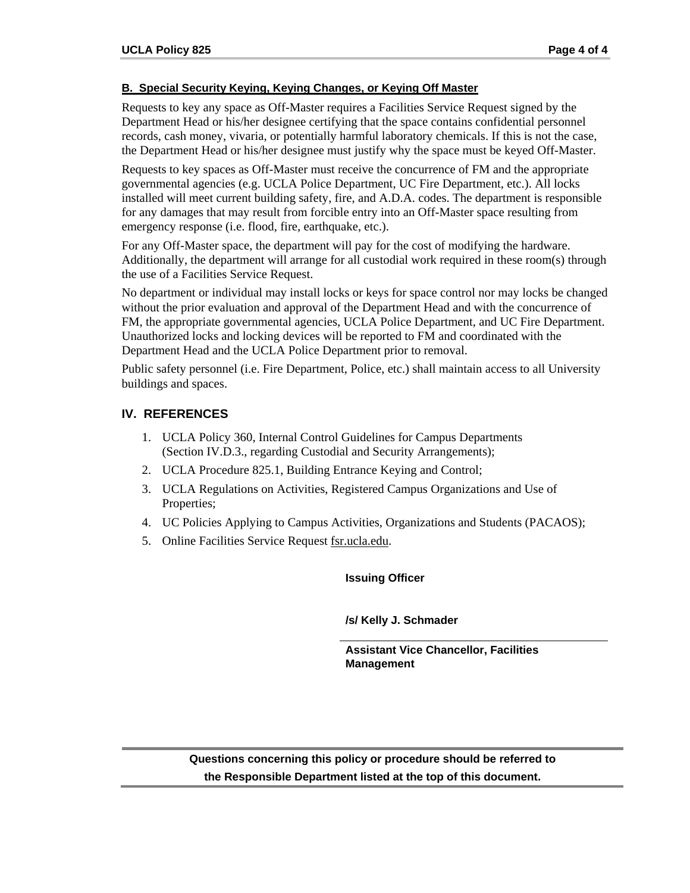**B. Special Security Keying, Keying Changes, or Keying Off Master**

Requests to key any space as Off-Master requires a Facilities Service Request signed by the Department Head or his/her designee certifying that the space contains confidential personnel records, cash money, vivaria, or potentially harmful laboratory chemicals. If this is not the case, the Department Head or his/her designee must justify why the space must be keyed Off-Master.

Requests to key spaces as Off-Master must receive the concurrence of FM and the appropriate governmental agencies (e.g. UCLA Police Department, UC Fire Department, etc.). All locks installed will meet current building safety, fire, and A.D.A. codes. The department is responsible for any damages that may result from forcible entry into an Off-Master space resulting from emergency response (i.e. flood, fire, earthquake, etc.).

For any Off-Master space, the department will pay for the cost of modifying the hardware. Additionally, the department will arrange for all custodial work required in these room(s) through the use of a Facilities Service Request.

No department or individual may install locks or keys for space control nor may locks be changed without the prior evaluation and approval of the Department Head and with the concurrence of FM, the appropriate governmental agencies, UCLA Police Department, and UC Fire Department. Unauthorized locks and locking devices will be reported to FM and coordinated with the Department Head and the UCLA Police Department prior to removal.

Public safety personnel (i.e. Fire Department, Police, etc.) shall maintain access to all University buildings and spaces.

## IV. REFERENCES

1. UCLA Policy 360, Internal Control Guidelines for Campus Departments (Section IV.D.3., regarding Custodial and Security Arrangements);
2. UCLA Procedure 825.1, Building Entrance Keying and Control;
3. UCLA Regulations on Activities, Registered Campus Organizations and Use of Properties;
4. UC Policies Applying to Campus Activities, Organizations and Students (PACAOS);
5. Online Facilities Service Request fsr.ucla.edu.

**Issuing Officer**

**/s/ Kelly J. Schmader**

**Assistant Vice Chancellor, Facilities Management**

**Questions concerning this policy or procedure should be referred to the Responsible Department listed at the top of this document.**